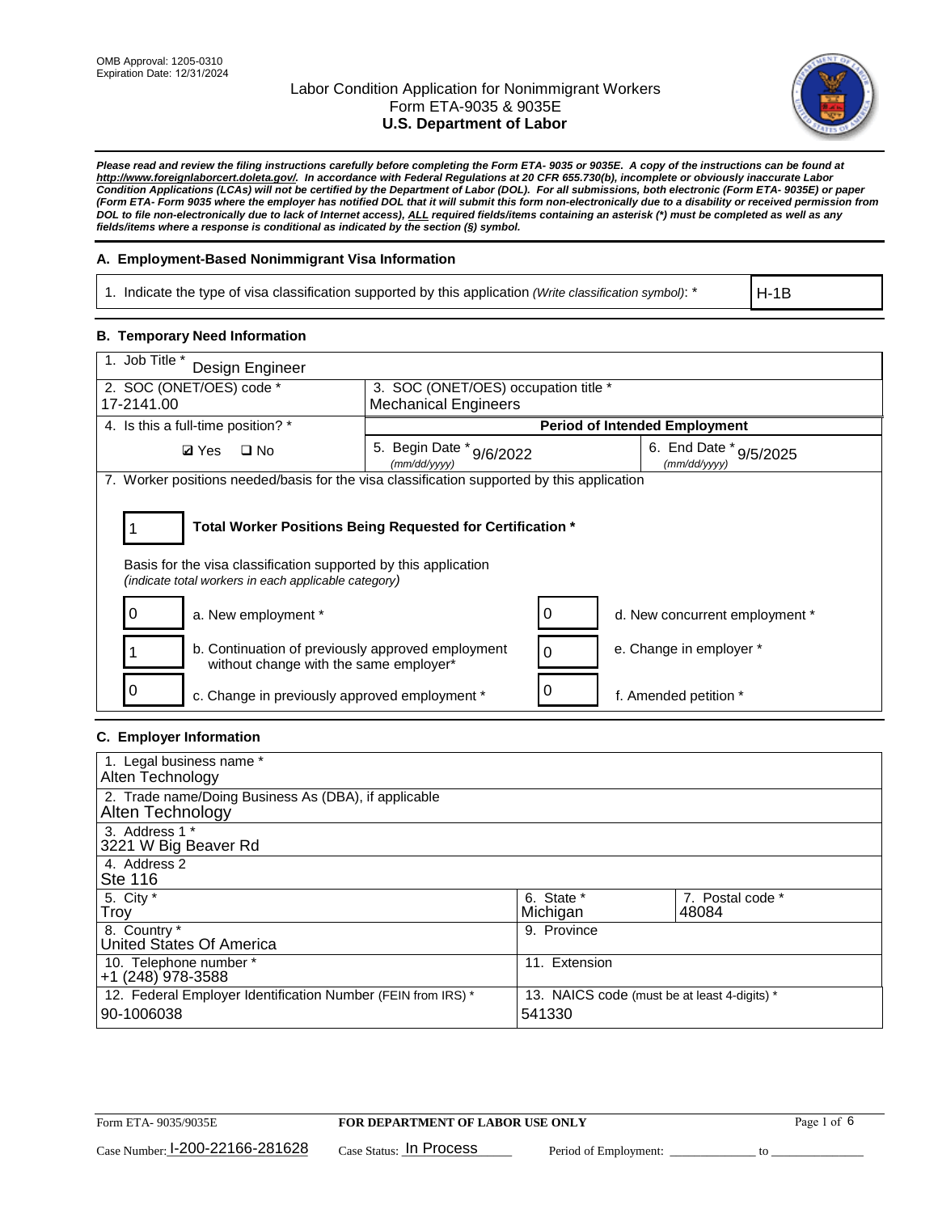OMB Approval: 1205-0310
Expiration Date: 12/31/2024

# Labor Condition Application for Nonimmigrant Workers
Form ETA-9035 & 9035E
**U.S. Department of Labor**

***Please read and review the filing instructions carefully before completing the Form ETA- 9035 or 9035E. A copy of the instructions can be found at http://www.foreignlaborcert.doleta.gov/. In accordance with Federal Regulations at 20 CFR 655.730(b), incomplete or obviously inaccurate Labor Condition Applications (LCAs) will not be certified by the Department of Labor (DOL). For all submissions, both electronic (Form ETA- 9035E) or paper (Form ETA- Form 9035 where the employer has notified DOL that it will submit this form non-electronically due to a disability or received permission from DOL to file non-electronically due to lack of Internet access), ALL required fields/items containing an asterisk (*) must be completed as well as any fields/items where a response is conditional as indicated by the section (§) symbol.***

### A. Employment-Based Nonimmigrant Visa Information

| | |
|---|---|
| 1. Indicate the type of visa classification supported by this application *(Write classification symbol)*: * | H-1B |

### B. Temporary Need Information

| | | |
|---|---|---|
| 1. Job Title * Design Engineer | | |
| 2. SOC (ONET/OES) code * 17-2141.00 | 3. SOC (ONET/OES) occupation title * Mechanical Engineers | |
| 4. Is this a full-time position? * | **Period of Intended Employment** | |
| ☑ Yes ☐ No | 5. Begin Date * *(mm/dd/yyyy)* 9/6/2022 | 6. End Date * *(mm/dd/yyyy)* 9/5/2025 |

7. Worker positions needed/basis for the visa classification supported by this application

1 **Total Worker Positions Being Requested for Certification \***

Basis for the visa classification supported by this application
*(indicate total workers in each applicable category)*

| | | | |
|---|---|---|---|
| 0 | a. New employment * | 0 | d. New concurrent employment * |
| 1 | b. Continuation of previously approved employment without change with the same employer* | 0 | e. Change in employer * |
| 0 | c. Change in previously approved employment * | 0 | f. Amended petition * |

### C. Employer Information

| | | |
|---|---|---|
| 1. Legal business name * Alten Technology | | |
| 2. Trade name/Doing Business As (DBA), if applicable Alten Technology | | |
| 3. Address 1 * 3221 W Big Beaver Rd | | |
| 4. Address 2 Ste 116 | | |
| 5. City * Troy | 6. State * Michigan | 7. Postal code * 48084 |
| 8. Country * United States Of America | 9. Province | |
| 10. Telephone number * +1 (248) 978-3588 | 11. Extension | |
| 12. Federal Employer Identification Number (FEIN from IRS) * 90-1006038 | 13. NAICS code (must be at least 4-digits) * 541330 | |

Form ETA- 9035/9035E **FOR DEPARTMENT OF LABOR USE ONLY**

Case Number: I-200-22166-281628 Case Status: In Process Period of Employment: ____________ to ____________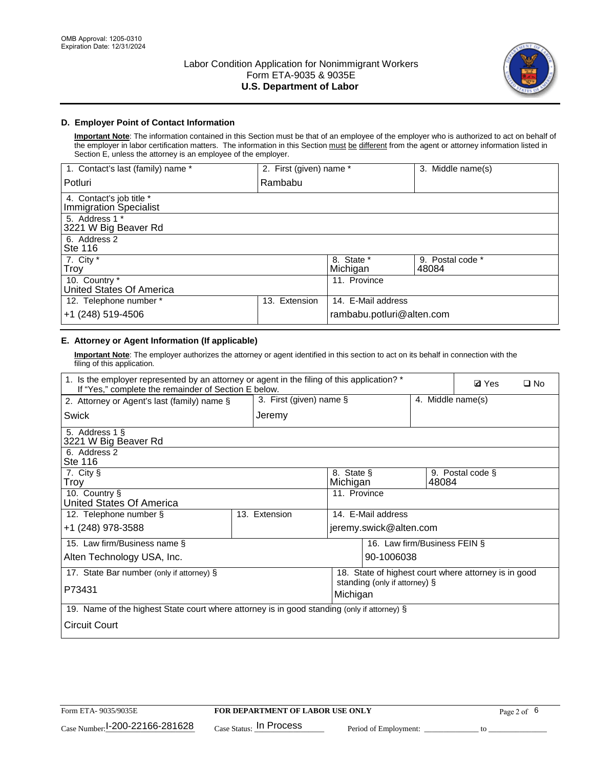## D. Employer Point of Contact Information

**Important Note**: The information contained in this Section must be that of an employee of the employer who is authorized to act on behalf of the employer in labor certification matters. The information in this Section must be different from the agent or attorney information listed in Section E, unless the attorney is an employee of the employer.

| | | |
|---|---|---|
| 1. Contact's last (family) name * <br> Potluri | 2. First (given) name * <br> Rambabu | 3. Middle name(s) |
| 4. Contact's job title * <br> Immigration Specialist | | |
| 5. Address 1 * <br> 3221 W Big Beaver Rd | | |
| 6. Address 2 <br> Ste 116 | | |
| 7. City * <br> Troy | 8. State * <br> Michigan | 9. Postal code * <br> 48084 |
| 10. Country * <br> United States Of America | 11. Province | |
| 12. Telephone number * <br> +1 (248) 519-4506 | 13. Extension | 14. E-Mail address <br> rambabu.potluri@alten.com |

## E. Attorney or Agent Information (If applicable)

**Important Note**: The employer authorizes the attorney or agent identified in this section to act on its behalf in connection with the filing of this application.

1. Is the employer represented by an attorney or agent in the filing of this application? * If "Yes," complete the remainder of Section E below. ☑ Yes ☐ No

| | | |
|---|---|---|
| 2. Attorney or Agent's last (family) name § <br> Swick | 3. First (given) name § <br> Jeremy | 4. Middle name(s) |
| 5. Address 1 § <br> 3221 W Big Beaver Rd | | |
| 6. Address 2 <br> Ste 116 | | |
| 7. City § <br> Troy | 8. State § <br> Michigan | 9. Postal code § <br> 48084 |
| 10. Country § <br> United States Of America | 11. Province | |
| 12. Telephone number § <br> +1 (248) 978-3588 | 13. Extension | 14. E-Mail address <br> jeremy.swick@alten.com |
| 15. Law firm/Business name § <br> Alten Technology USA, Inc. | | 16. Law firm/Business FEIN § <br> 90-1006038 |
| 17. State Bar number (only if attorney) § <br> P73431 | | 18. State of highest court where attorney is in good standing (only if attorney) § <br> Michigan |
| 19. Name of the highest State court where attorney is in good standing (only if attorney) § <br> Circuit Court | | |

Form ETA- 9035/9035E | FOR DEPARTMENT OF LABOR USE ONLY

Case Number: I-200-22166-281628 Case Status: In Process Period of Employment: _____________ to _______________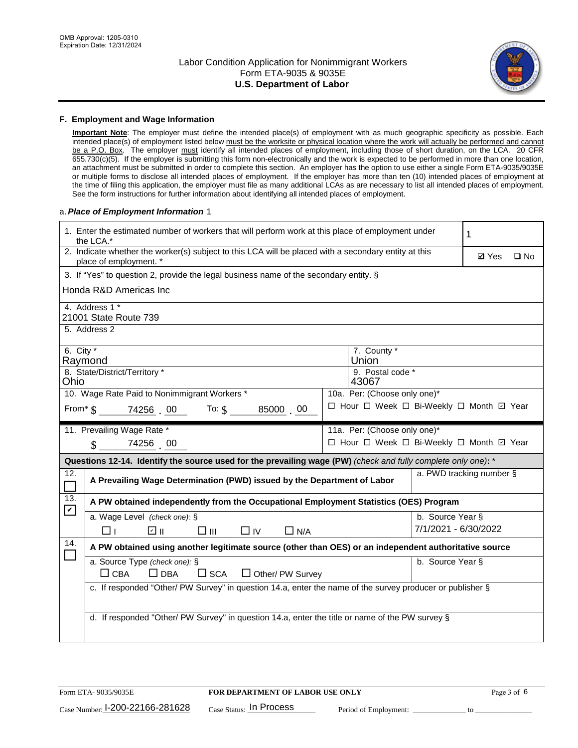OMB Approval: 1205-0310
Expiration Date: 12/31/2024

# Labor Condition Application for Nonimmigrant Workers
Form ETA-9035 & 9035E
**U.S. Department of Labor**

## F. Employment and Wage Information

**Important Note**: The employer must define the intended place(s) of employment with as much geographic specificity as possible. Each intended place(s) of employment listed below must be the worksite or physical location where the work will actually be performed and cannot be a P.O. Box. The employer must identify all intended places of employment, including those of short duration, on the LCA. 20 CFR 655.730(c)(5). If the employer is submitting this form non-electronically and the work is expected to be performed in more than one location, an attachment must be submitted in order to complete this section. An employer has the option to use either a single Form ETA-9035/9035E or multiple forms to disclose all intended places of employment. If the employer has more than ten (10) intended places of employment at the time of filing this application, the employer must file as many additional LCAs as are necessary to list all intended places of employment. See the form instructions for further information about identifying all intended places of employment.

a. ***Place of Employment Information*** 1

1. Enter the estimated number of workers that will perform work at this place of employment under the LCA.* **1**

2. Indicate whether the worker(s) subject to this LCA will be placed with a secondary entity at this place of employment. * ☑ Yes ☐ No

3. If "Yes" to question 2, provide the legal business name of the secondary entity. §
Honda R&D Americas Inc

4. Address 1 *
21001 State Route 739

5. Address 2

6. City *
Raymond

7. County *
Union

8. State/District/Territory *
Ohio

9. Postal code *
43067

10. Wage Rate Paid to Nonimmigrant Workers *
From* $ 74256 . 00 To: $ 85000 . 00

10a. Per: (Choose only one)*
☐ Hour ☐ Week ☐ Bi-Weekly ☐ Month ☑ Year

11. Prevailing Wage Rate *
$ 74256 . 00

11a. Per: (Choose only one)*
☐ Hour ☐ Week ☐ Bi-Weekly ☐ Month ☑ Year

**Questions 12-14. Identify the source used for the prevailing wage (PW)** *(check and fully complete only one)*: *

12. ☐ **A Prevailing Wage Determination (PWD) issued by the Department of Labor**
a. PWD tracking number §

13. ☑ **A PW obtained independently from the Occupational Employment Statistics (OES) Program**
a. Wage Level *(check one)*: § ☐ I ☑ II ☐ III ☐ IV ☐ N/A
b. Source Year § 7/1/2021 - 6/30/2022

14. ☐ **A PW obtained using another legitimate source (other than OES) or an independent authoritative source**
a. Source Type *(check one)*: § ☐ CBA ☐ DBA ☐ SCA ☐ Other/ PW Survey
b. Source Year §
c. If responded "Other/ PW Survey" in question 14.a, enter the name of the survey producer or publisher §
d. If responded "Other/ PW Survey" in question 14.a, enter the title or name of the PW survey §

Form ETA- 9035/9035E **FOR DEPARTMENT OF LABOR USE ONLY**
Case Number: I-200-22166-281628 Case Status: In Process Period of Employment: ____________ to ____________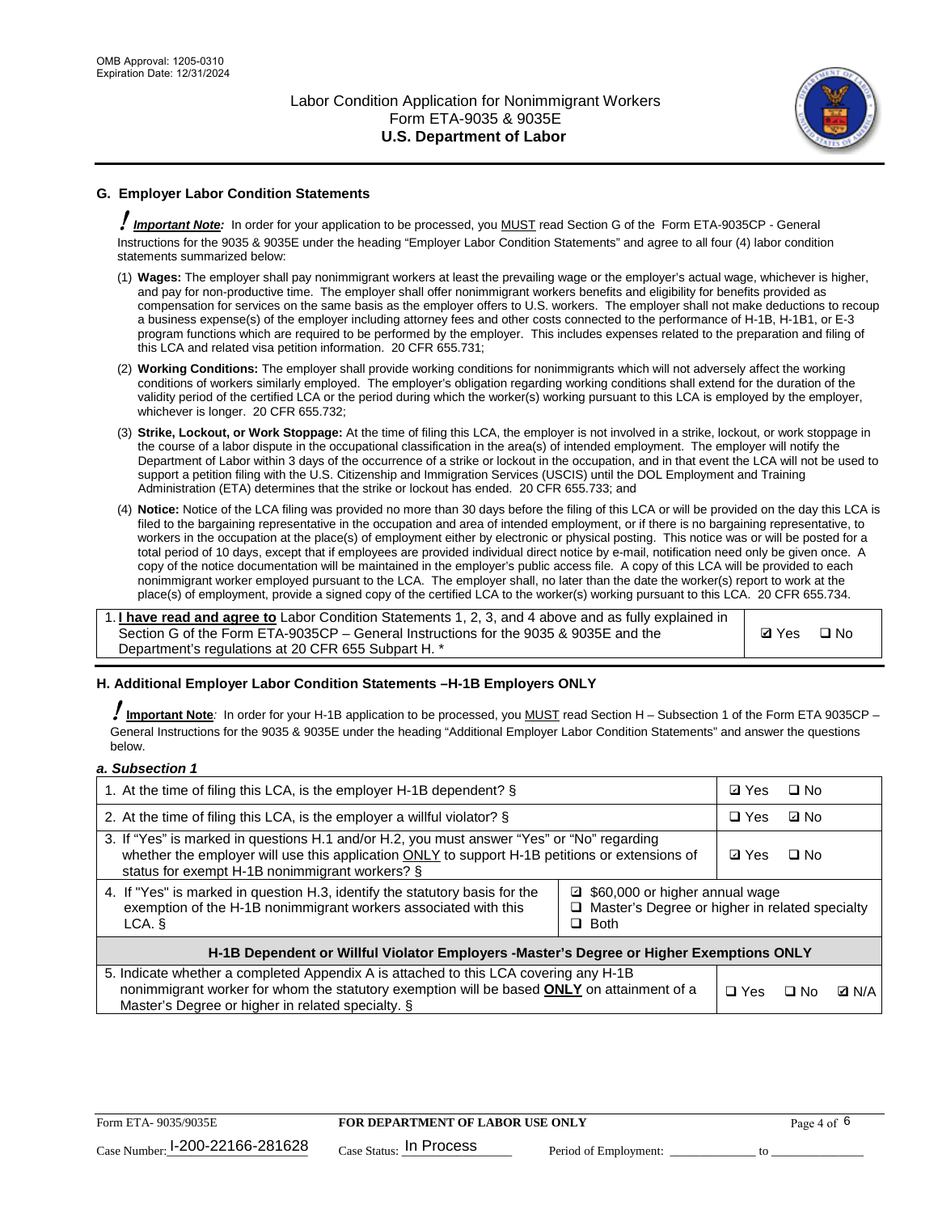## G. Employer Labor Condition Statements

**! *Important Note:*** In order for your application to be processed, you MUST read Section G of the Form ETA-9035CP - General Instructions for the 9035 & 9035E under the heading "Employer Labor Condition Statements" and agree to all four (4) labor condition statements summarized below:

(1) **Wages:** The employer shall pay nonimmigrant workers at least the prevailing wage or the employer's actual wage, whichever is higher, and pay for non-productive time. The employer shall offer nonimmigrant workers benefits and eligibility for benefits provided as compensation for services on the same basis as the employer offers to U.S. workers. The employer shall not make deductions to recoup a business expense(s) of the employer including attorney fees and other costs connected to the performance of H-1B, H-1B1, or E-3 program functions which are required to be performed by the employer. This includes expenses related to the preparation and filing of this LCA and related visa petition information. 20 CFR 655.731;

(2) **Working Conditions:** The employer shall provide working conditions for nonimmigrants which will not adversely affect the working conditions of workers similarly employed. The employer's obligation regarding working conditions shall extend for the duration of the validity period of the certified LCA or the period during which the worker(s) working pursuant to this LCA is employed by the employer, whichever is longer. 20 CFR 655.732;

(3) **Strike, Lockout, or Work Stoppage:** At the time of filing this LCA, the employer is not involved in a strike, lockout, or work stoppage in the course of a labor dispute in the occupational classification in the area(s) of intended employment. The employer will notify the Department of Labor within 3 days of the occurrence of a strike or lockout in the occupation, and in that event the LCA will not be used to support a petition filing with the U.S. Citizenship and Immigration Services (USCIS) until the DOL Employment and Training Administration (ETA) determines that the strike or lockout has ended. 20 CFR 655.733; and

(4) **Notice:** Notice of the LCA filing was provided no more than 30 days before the filing of this LCA or will be provided on the day this LCA is filed to the bargaining representative in the occupation and area of intended employment, or if there is no bargaining representative, to workers in the occupation at the place(s) of employment either by electronic or physical posting. This notice was or will be posted for a total period of 10 days, except that if employees are provided individual direct notice by e-mail, notification need only be given once. A copy of the notice documentation will be maintained in the employer's public access file. A copy of this LCA will be provided to each nonimmigrant worker employed pursuant to the LCA. The employer shall, no later than the date the worker(s) report to work at the place(s) of employment, provide a signed copy of the certified LCA to the worker(s) working pursuant to this LCA. 20 CFR 655.734.

| | |
|---|---|
| 1. **I have read and agree to** Labor Condition Statements 1, 2, 3, and 4 above and as fully explained in Section G of the Form ETA-9035CP – General Instructions for the 9035 & 9035E and the Department's regulations at 20 CFR 655 Subpart H. * | ☑ Yes ☐ No |

## H. Additional Employer Labor Condition Statements –H-1B Employers ONLY

**! Important Note**: In order for your H-1B application to be processed, you MUST read Section H – Subsection 1 of the Form ETA 9035CP – General Instructions for the 9035 & 9035E under the heading "Additional Employer Labor Condition Statements" and answer the questions below.

***a. Subsection 1***

| | |
|---|---|
| 1. At the time of filing this LCA, is the employer H-1B dependent? § | ☑ Yes ☐ No |
| 2. At the time of filing this LCA, is the employer a willful violator? § | ☐ Yes ☑ No |
| 3. If "Yes" is marked in questions H.1 and/or H.2, you must answer "Yes" or "No" regarding whether the employer will use this application ONLY to support H-1B petitions or extensions of status for exempt H-1B nonimmigrant workers? § | ☑ Yes ☐ No |
| 4. If "Yes" is marked in question H.3, identify the statutory basis for the exemption of the H-1B nonimmigrant workers associated with this LCA. § | ☑ $60,000 or higher annual wage<br>☐ Master's Degree or higher in related specialty<br>☐ Both |
| **H-1B Dependent or Willful Violator Employers -Master's Degree or Higher Exemptions ONLY** | |
| 5. Indicate whether a completed Appendix A is attached to this LCA covering any H-1B nonimmigrant worker for whom the statutory exemption will be based **ONLY** on attainment of a Master's Degree or higher in related specialty. § | ☐ Yes ☐ No ☑ N/A |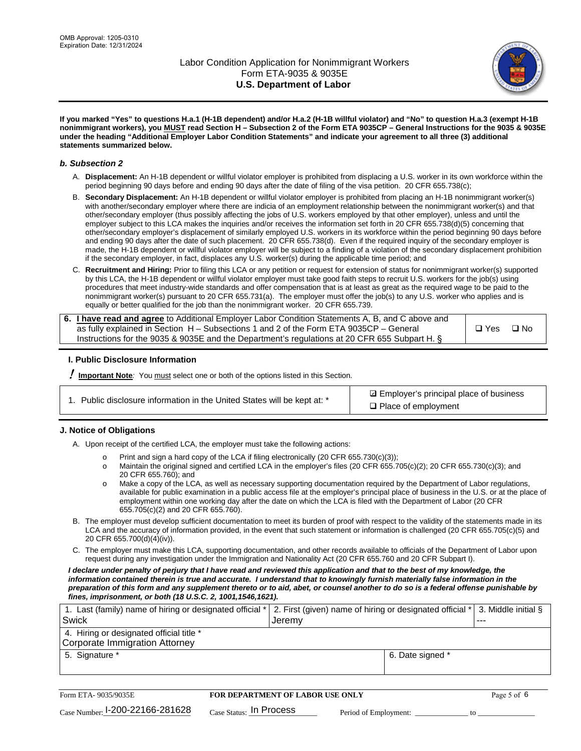OMB Approval: 1205-0310
Expiration Date: 12/31/2024

# Labor Condition Application for Nonimmigrant Workers
## Form ETA-9035 & 9035E
## U.S. Department of Labor

**If you marked "Yes" to questions H.a.1 (H-1B dependent) and/or H.a.2 (H-1B willful violator) and "No" to question H.a.3 (exempt H-1B nonimmigrant workers), you MUST read Section H – Subsection 2 of the Form ETA 9035CP – General Instructions for the 9035 & 9035E under the heading "Additional Employer Labor Condition Statements" and indicate your agreement to all three (3) additional statements summarized below.**

### *b. Subsection 2*

A. **Displacement:** An H-1B dependent or willful violator employer is prohibited from displacing a U.S. worker in its own workforce within the period beginning 90 days before and ending 90 days after the date of filing of the visa petition. 20 CFR 655.738(c);

B. **Secondary Displacement:** An H-1B dependent or willful violator employer is prohibited from placing an H-1B nonimmigrant worker(s) with another/secondary employer where there are indicia of an employment relationship between the nonimmigrant worker(s) and that other/secondary employer (thus possibly affecting the jobs of U.S. workers employed by that other employer), unless and until the employer subject to this LCA makes the inquiries and/or receives the information set forth in 20 CFR 655.738(d)(5) concerning that other/secondary employer's displacement of similarly employed U.S. workers in its workforce within the period beginning 90 days before and ending 90 days after the date of such placement. 20 CFR 655.738(d). Even if the required inquiry of the secondary employer is made, the H-1B dependent or willful violator employer will be subject to a finding of a violation of the secondary displacement prohibition if the secondary employer, in fact, displaces any U.S. worker(s) during the applicable time period; and

C. **Recruitment and Hiring:** Prior to filing this LCA or any petition or request for extension of status for nonimmigrant worker(s) supported by this LCA, the H-1B dependent or willful violator employer must take good faith steps to recruit U.S. workers for the job(s) using procedures that meet industry-wide standards and offer compensation that is at least as great as the required wage to be paid to the nonimmigrant worker(s) pursuant to 20 CFR 655.731(a). The employer must offer the job(s) to any U.S. worker who applies and is equally or better qualified for the job than the nonimmigrant worker. 20 CFR 655.739.

| | |
|---|---|
| 6. **I have read and agree** to Additional Employer Labor Condition Statements A, B, and C above and as fully explained in Section H – Subsections 1 and 2 of the Form ETA 9035CP – General Instructions for the 9035 & 9035E and the Department's regulations at 20 CFR 655 Subpart H. § | ❑ Yes ❑ No |

### I. Public Disclosure Information

**! Important Note**: You must select one or both of the options listed in this Section.

| | |
|---|---|
| 1. Public disclosure information in the United States will be kept at: * | ☑ Employer's principal place of business<br>❑ Place of employment |

### J. Notice of Obligations

A. Upon receipt of the certified LCA, the employer must take the following actions:

- Print and sign a hard copy of the LCA if filing electronically (20 CFR 655.730(c)(3));
- Maintain the original signed and certified LCA in the employer's files (20 CFR 655.705(c)(2); 20 CFR 655.730(c)(3); and 20 CFR 655.760); and
- Make a copy of the LCA, as well as necessary supporting documentation required by the Department of Labor regulations, available for public examination in a public access file at the employer's principal place of business in the U.S. or at the place of employment within one working day after the date on which the LCA is filed with the Department of Labor (20 CFR 655.705(c)(2) and 20 CFR 655.760).

B. The employer must develop sufficient documentation to meet its burden of proof with respect to the validity of the statements made in its LCA and the accuracy of information provided, in the event that such statement or information is challenged (20 CFR 655.705(c)(5) and 20 CFR 655.700(d)(4)(iv)).

C. The employer must make this LCA, supporting documentation, and other records available to officials of the Department of Labor upon request during any investigation under the Immigration and Nationality Act (20 CFR 655.760 and 20 CFR Subpart I).

***I declare under penalty of perjury that I have read and reviewed this application and that to the best of my knowledge, the information contained therein is true and accurate. I understand that to knowingly furnish materially false information in the preparation of this form and any supplement thereto or to aid, abet, or counsel another to do so is a federal offense punishable by fines, imprisonment, or both (18 U.S.C. 2, 1001,1546,1621).***

| | | |
|---|---|---|
| 1. Last (family) name of hiring or designated official *<br>Swick | 2. First (given) name of hiring or designated official *<br>Jeremy | 3. Middle initial §<br>--- |
| 4. Hiring or designated official title *<br>Corporate Immigration Attorney | | |
| 5. Signature * | 6. Date signed * | |

Form ETA- 9035/9035E | **FOR DEPARTMENT OF LABOR USE ONLY**

Case Number: I-200-22166-281628 Case Status: In Process Period of Employment: _____________ to _____________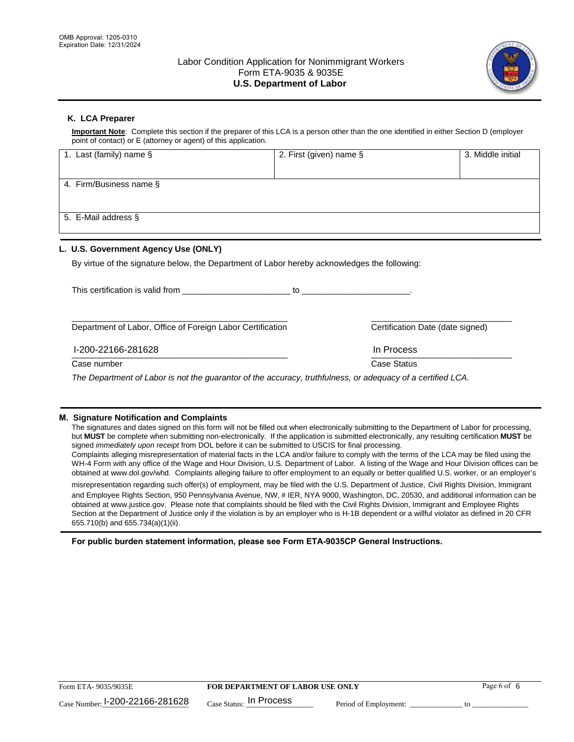OMB Approval: 1205-0310
Expiration Date: 12/31/2024

# Labor Condition Application for Nonimmigrant Workers
## Form ETA-9035 & 9035E
## U.S. Department of Labor

### K. LCA Preparer

**Important Note**: Complete this section if the preparer of this LCA is a person other than the one identified in either Section D (employer point of contact) or E (attorney or agent) of this application.

| 1. Last (family) name § | 2. First (given) name § | 3. Middle initial |
|---|---|---|
| 4. Firm/Business name § | | |
| 5. E-Mail address § | | |

### L. U.S. Government Agency Use (ONLY)

By virtue of the signature below, the Department of Labor hereby acknowledges the following:

This certification is valid from ______________________ to ______________________.

______________________________________________ Department of Labor, Office of Foreign Labor Certification

______________________________ Certification Date (date signed)

I-200-22166-281628
Case number

In Process
Case Status

*The Department of Labor is not the guarantor of the accuracy, truthfulness, or adequacy of a certified LCA.*

### M. Signature Notification and Complaints

The signatures and dates signed on this form will not be filled out when electronically submitting to the Department of Labor for processing, but **MUST** be complete when submitting non-electronically. If the application is submitted electronically, any resulting certification **MUST** be signed *immediately upon receipt* from DOL before it can be submitted to USCIS for final processing.

Complaints alleging misrepresentation of material facts in the LCA and/or failure to comply with the terms of the LCA may be filed using the WH-4 Form with any office of the Wage and Hour Division, U.S. Department of Labor. A listing of the Wage and Hour Division offices can be obtained at www.dol.gov/whd. Complaints alleging failure to offer employment to an equally or better qualified U.S. worker, or an employer's misrepresentation regarding such offer(s) of employment, may be filed with the U.S. Department of Justice, Civil Rights Division, Immigrant and Employee Rights Section, 950 Pennsylvania Avenue, NW, # IER, NYA 9000, Washington, DC, 20530, and additional information can be obtained at www.justice.gov. Please note that complaints should be filed with the Civil Rights Division, Immigrant and Employee Rights Section at the Department of Justice only if the violation is by an employer who is H-1B dependent or a willful violator as defined in 20 CFR 655.710(b) and 655.734(a)(1)(ii).

**For public burden statement information, please see Form ETA-9035CP General Instructions.**

Form ETA- 9035/9035E **FOR DEPARTMENT OF LABOR USE ONLY**

Case Number: I-200-22166-281628 Case Status: In Process Period of Employment: _____________ to _____________